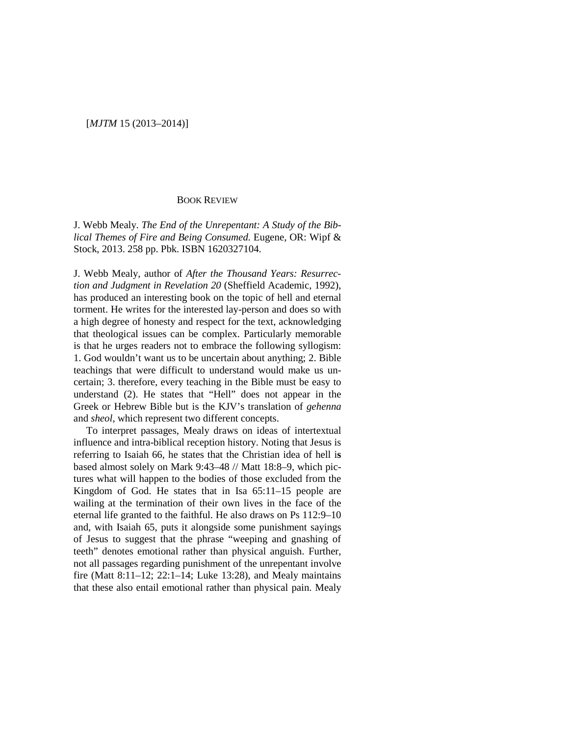## BOOK REVIEW

J. Webb Mealy. *The End of the Unrepentant: A Study of the Biblical Themes of Fire and Being Consumed.* Eugene, OR: Wipf & Stock, 2013. 258 pp. Pbk. ISBN 1620327104.

J. Webb Mealy, author of *After the Thousand Years: Resurrection and Judgment in Revelation 20* (Sheffield Academic, 1992), has produced an interesting book on the topic of hell and eternal torment. He writes for the interested lay-person and does so with a high degree of honesty and respect for the text, acknowledging that theological issues can be complex. Particularly memorable is that he urges readers not to embrace the following syllogism: 1. God wouldn't want us to be uncertain about anything; 2. Bible teachings that were difficult to understand would make us uncertain; 3. therefore, every teaching in the Bible must be easy to understand (2). He states that "Hell" does not appear in the Greek or Hebrew Bible but is the KJV's translation of *gehenna* and *sheol*, which represent two different concepts.

To interpret passages, Mealy draws on ideas of intertextual influence and intra-biblical reception history. Noting that Jesus is referring to Isaiah 66, he states that the Christian idea of hell is based almost solely on Mark 9:43–48 // Matt 18:8–9, which pictures what will happen to the bodies of those excluded from the Kingdom of God. He states that in Isa 65:11–15 people are wailing at the termination of their own lives in the face of the eternal life granted to the faithful. He also draws on Ps 112:9–10 and, with Isaiah 65, puts it alongside some punishment sayings of Jesus to suggest that the phrase "weeping and gnashing of teeth" denotes emotional rather than physical anguish. Further, not all passages regarding punishment of the unrepentant involve fire (Matt 8:11–12; 22:1–14; Luke 13:28), and Mealy maintains that these also entail emotional rather than physical pain. Mealy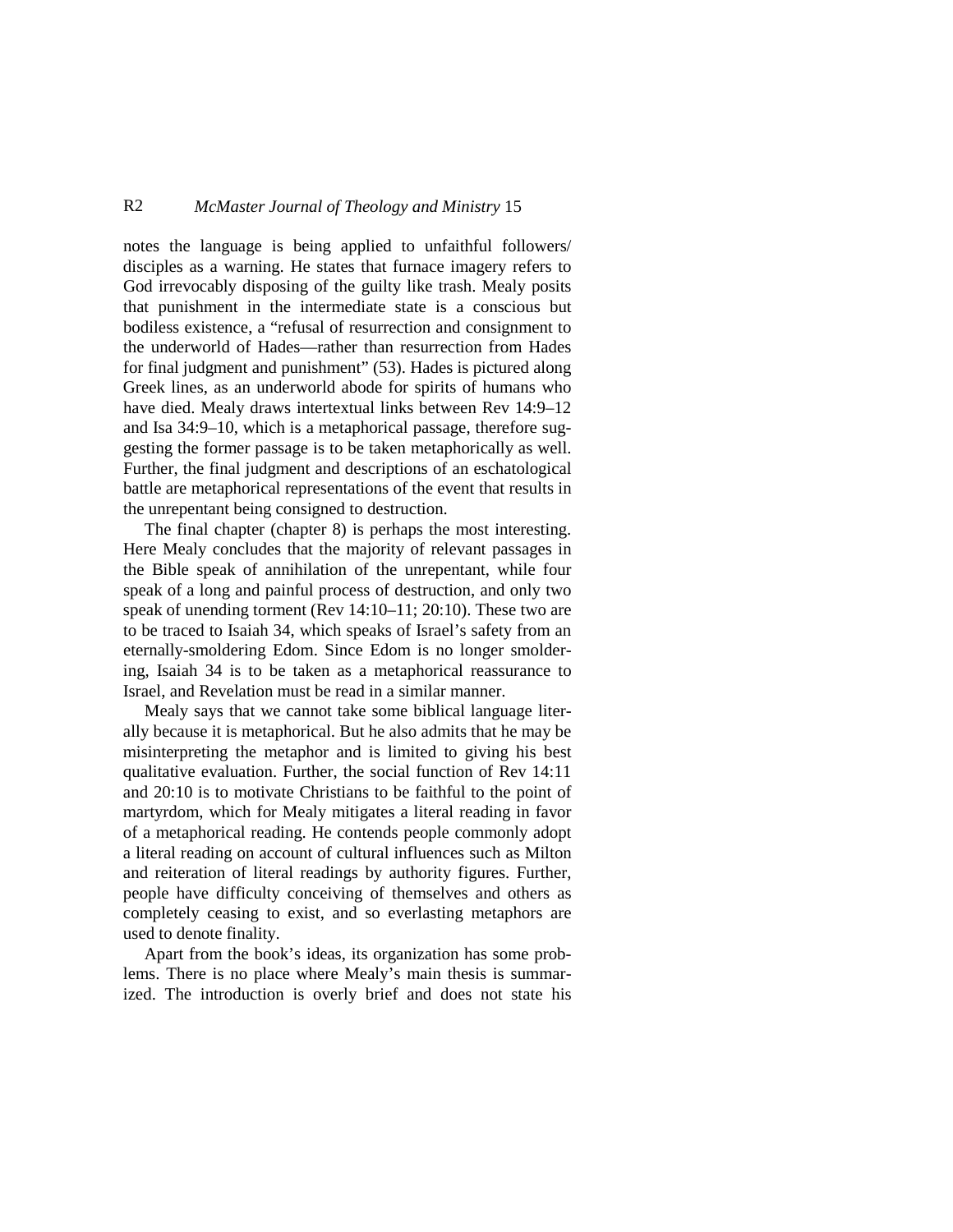notes the language is being applied to unfaithful followers/disciples as a warning. He states that furnace imagery refers to God irrevocably disposing of the guilty like trash. Mealy posits that punishment in the intermediate state is a conscious but bodiless existence, a "refusal of resurrection and consignment to the underworld of Hades—rather than resurrection from Hades for final judgment and punishment" (53). Hades is pictured along Greek lines, as an underworld abode for spirits of humans who have died. Mealy draws intertextual links between Rev 14:9–12 and Isa 34:9–10, which is a metaphorical passage, therefore suggesting the former passage is to be taken metaphorically as well. Further, the final judgment and descriptions of an eschatological battle are metaphorical representations of the event that results in the unrepentant being consigned to destruction.

The final chapter (chapter 8) is perhaps the most interesting. Here Mealy concludes that the majority of relevant passages in the Bible speak of annihilation of the unrepentant, while four speak of a long and painful process of destruction, and only two speak of unending torment (Rev 14:10–11; 20:10). These two are to be traced to Isaiah 34, which speaks of Israel's safety from an eternally-smoldering Edom. Since Edom is no longer smoldering, Isaiah 34 is to be taken as a metaphorical reassurance to Israel, and Revelation must be read in a similar manner.

Mealy says that we cannot take some biblical language literally because it is metaphorical. But he also admits that he may be misinterpreting the metaphor and is limited to giving his best qualitative evaluation. Further, the social function of Rev 14:11 and 20:10 is to motivate Christians to be faithful to the point of martyrdom, which for Mealy mitigates a literal reading in favor of a metaphorical reading. He contends people commonly adopt a literal reading on account of cultural influences such as Milton and reiteration of literal readings by authority figures. Further, people have difficulty conceiving of themselves and others as completely ceasing to exist, and so everlasting metaphors are used to denote finality.

Apart from the book's ideas, its organization has some problems. There is no place where Mealy's main thesis is summarized. The introduction is overly brief and does not state his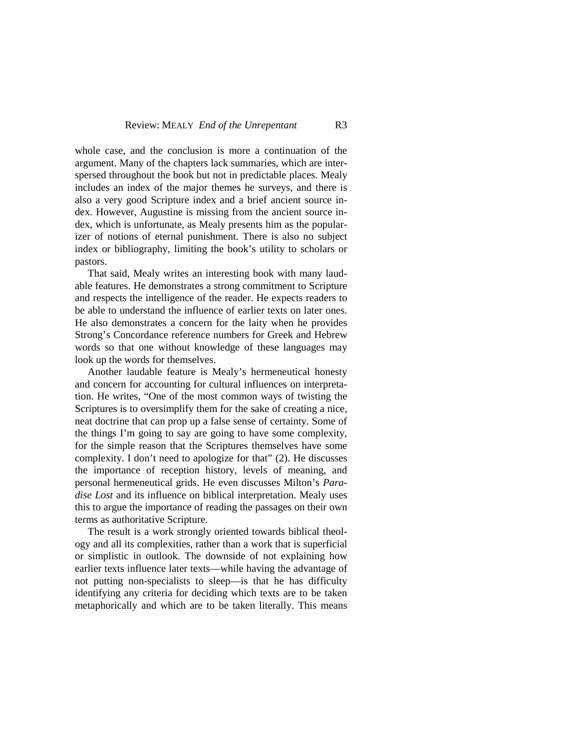whole case, and the conclusion is more a continuation of the argument. Many of the chapters lack summaries, which are interspersed throughout the book but not in predictable places. Mealy includes an index of the major themes he surveys, and there is also a very good Scripture index and a brief ancient source index. However, Augustine is missing from the ancient source index, which is unfortunate, as Mealy presents him as the popularizer of notions of eternal punishment. There is also no subject index or bibliography, limiting the book's utility to scholars or pastors.

That said, Mealy writes an interesting book with many laudable features. He demonstrates a strong commitment to Scripture and respects the intelligence of the reader. He expects readers to be able to understand the influence of earlier texts on later ones. He also demonstrates a concern for the laity when he provides Strong's Concordance reference numbers for Greek and Hebrew words so that one without knowledge of these languages may look up the words for themselves.

Another laudable feature is Mealy's hermeneutical honesty and concern for accounting for cultural influences on interpretation. He writes, "One of the most common ways of twisting the Scriptures is to oversimplify them for the sake of creating a nice, neat doctrine that can prop up a false sense of certainty. Some of the things I'm going to say are going to have some complexity, for the simple reason that the Scriptures themselves have some complexity. I don't need to apologize for that" (2). He discusses the importance of reception history, levels of meaning, and personal hermeneutical grids. He even discusses Milton's *Paradise Lost* and its influence on biblical interpretation. Mealy uses this to argue the importance of reading the passages on their own terms as authoritative Scripture.

The result is a work strongly oriented towards biblical theology and all its complexities, rather than a work that is superficial or simplistic in outlook. The downside of not explaining how earlier texts influence later texts—while having the advantage of not putting non-specialists to sleep—is that he has difficulty identifying any criteria for deciding which texts are to be taken metaphorically and which are to be taken literally. This means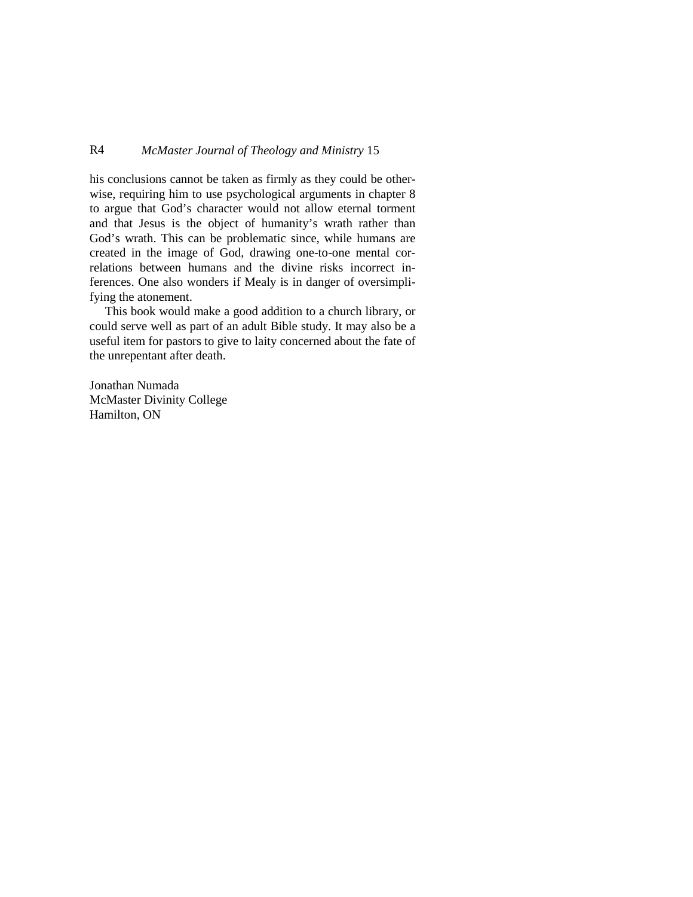his conclusions cannot be taken as firmly as they could be otherwise, requiring him to use psychological arguments in chapter 8 to argue that God's character would not allow eternal torment and that Jesus is the object of humanity's wrath rather than God's wrath. This can be problematic since, while humans are created in the image of God, drawing one-to-one mental correlations between humans and the divine risks incorrect inferences. One also wonders if Mealy is in danger of oversimplifying the atonement.

This book would make a good addition to a church library, or could serve well as part of an adult Bible study. It may also be a useful item for pastors to give to laity concerned about the fate of the unrepentant after death.

Jonathan Numada
McMaster Divinity College
Hamilton, ON